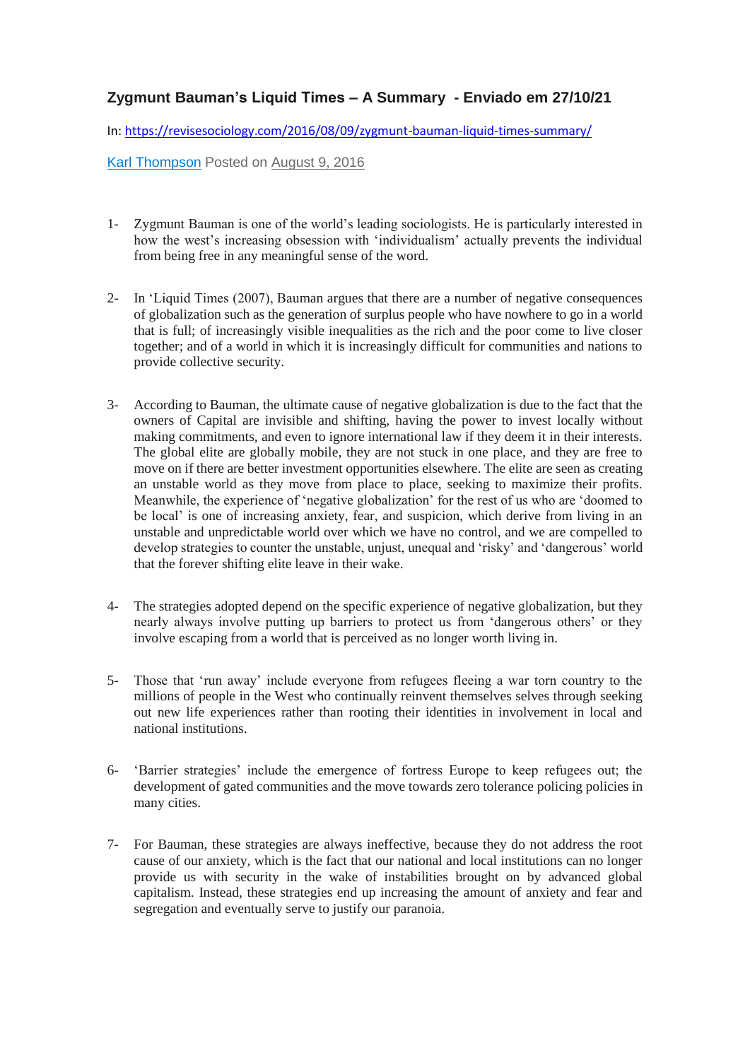## Zygmunt Bauman's Liquid Times – A Summary - Enviado em 27/10/21

In: https://revisesociology.com/2016/08/09/zygmunt-bauman-liquid-times-summary/

Karl Thompson Posted on August 9, 2016

1- Zygmunt Bauman is one of the world's leading sociologists. He is particularly interested in how the west's increasing obsession with 'individualism' actually prevents the individual from being free in any meaningful sense of the word.

2- In 'Liquid Times (2007), Bauman argues that there are a number of negative consequences of globalization such as the generation of surplus people who have nowhere to go in a world that is full; of increasingly visible inequalities as the rich and the poor come to live closer together; and of a world in which it is increasingly difficult for communities and nations to provide collective security.

3- According to Bauman, the ultimate cause of negative globalization is due to the fact that the owners of Capital are invisible and shifting, having the power to invest locally without making commitments, and even to ignore international law if they deem it in their interests. The global elite are globally mobile, they are not stuck in one place, and they are free to move on if there are better investment opportunities elsewhere. The elite are seen as creating an unstable world as they move from place to place, seeking to maximize their profits. Meanwhile, the experience of 'negative globalization' for the rest of us who are 'doomed to be local' is one of increasing anxiety, fear, and suspicion, which derive from living in an unstable and unpredictable world over which we have no control, and we are compelled to develop strategies to counter the unstable, unjust, unequal and 'risky' and 'dangerous' world that the forever shifting elite leave in their wake.

4- The strategies adopted depend on the specific experience of negative globalization, but they nearly always involve putting up barriers to protect us from 'dangerous others' or they involve escaping from a world that is perceived as no longer worth living in.

5- Those that 'run away' include everyone from refugees fleeing a war torn country to the millions of people in the West who continually reinvent themselves selves through seeking out new life experiences rather than rooting their identities in involvement in local and national institutions.

6- 'Barrier strategies' include the emergence of fortress Europe to keep refugees out; the development of gated communities and the move towards zero tolerance policing policies in many cities.

7- For Bauman, these strategies are always ineffective, because they do not address the root cause of our anxiety, which is the fact that our national and local institutions can no longer provide us with security in the wake of instabilities brought on by advanced global capitalism. Instead, these strategies end up increasing the amount of anxiety and fear and segregation and eventually serve to justify our paranoia.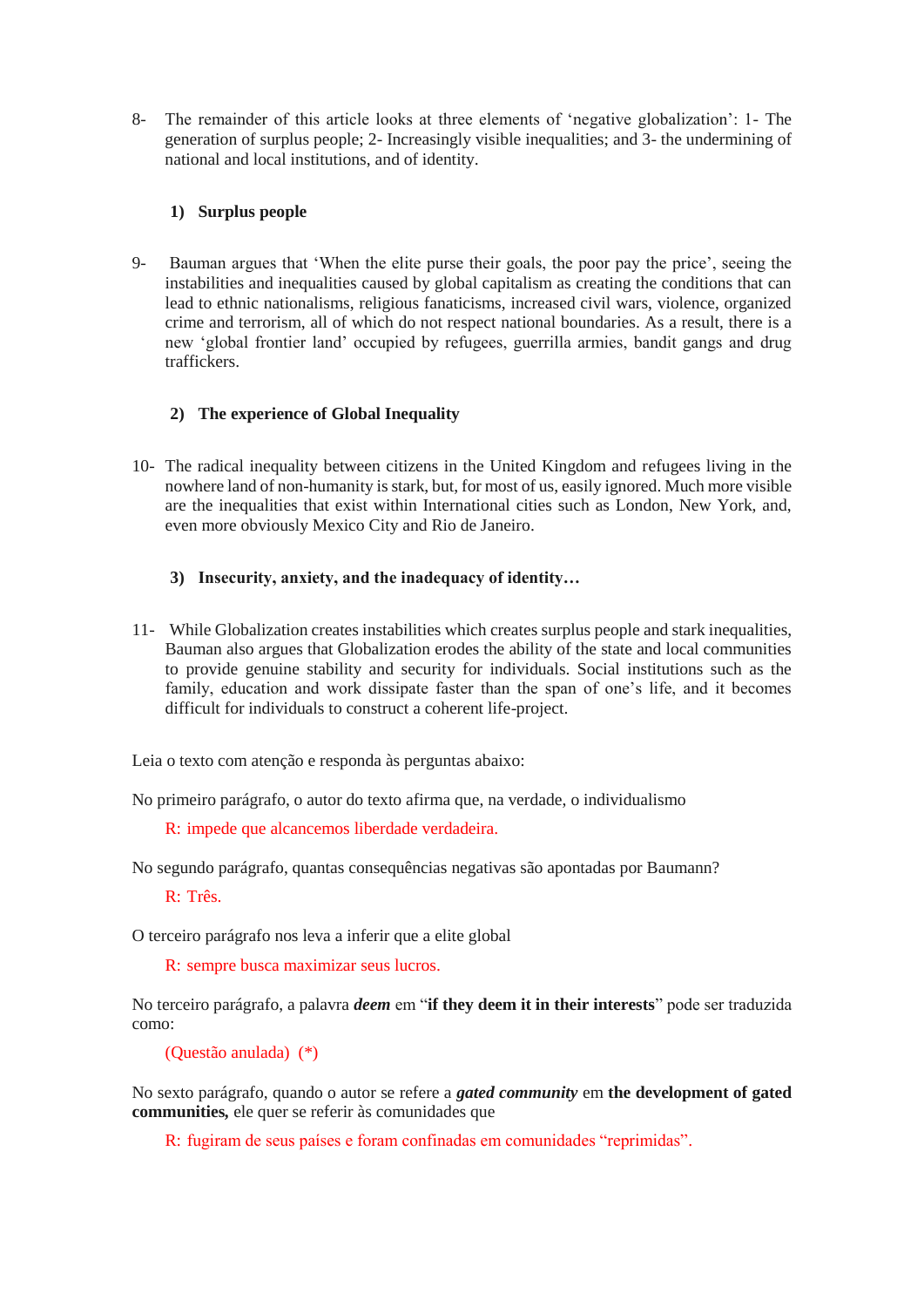8- The remainder of this article looks at three elements of 'negative globalization': 1- The generation of surplus people; 2- Increasingly visible inequalities; and 3- the undermining of national and local institutions, and of identity.

### 1) Surplus people

9- Bauman argues that 'When the elite purse their goals, the poor pay the price', seeing the instabilities and inequalities caused by global capitalism as creating the conditions that can lead to ethnic nationalisms, religious fanaticisms, increased civil wars, violence, organized crime and terrorism, all of which do not respect national boundaries. As a result, there is a new 'global frontier land' occupied by refugees, guerrilla armies, bandit gangs and drug traffickers.

### 2) The experience of Global Inequality

10- The radical inequality between citizens in the United Kingdom and refugees living in the nowhere land of non-humanity is stark, but, for most of us, easily ignored. Much more visible are the inequalities that exist within International cities such as London, New York, and, even more obviously Mexico City and Rio de Janeiro.

### 3) Insecurity, anxiety, and the inadequacy of identity…

11- While Globalization creates instabilities which creates surplus people and stark inequalities, Bauman also argues that Globalization erodes the ability of the state and local communities to provide genuine stability and security for individuals. Social institutions such as the family, education and work dissipate faster than the span of one's life, and it becomes difficult for individuals to construct a coherent life-project.

Leia o texto com atenção e responda às perguntas abaixo:

No primeiro parágrafo, o autor do texto afirma que, na verdade, o individualismo

R: impede que alcancemos liberdade verdadeira.

No segundo parágrafo, quantas consequências negativas são apontadas por Baumann?

R: Três.

O terceiro parágrafo nos leva a inferir que a elite global

R: sempre busca maximizar seus lucros.

No terceiro parágrafo, a palavra ***deem*** em "**if they deem it in their interests**" pode ser traduzida como:

(Questão anulada) (*)

No sexto parágrafo, quando o autor se refere a ***gated community*** em **the development of gated communities,** ele quer se referir às comunidades que

R: fugiram de seus países e foram confinadas em comunidades "reprimidas".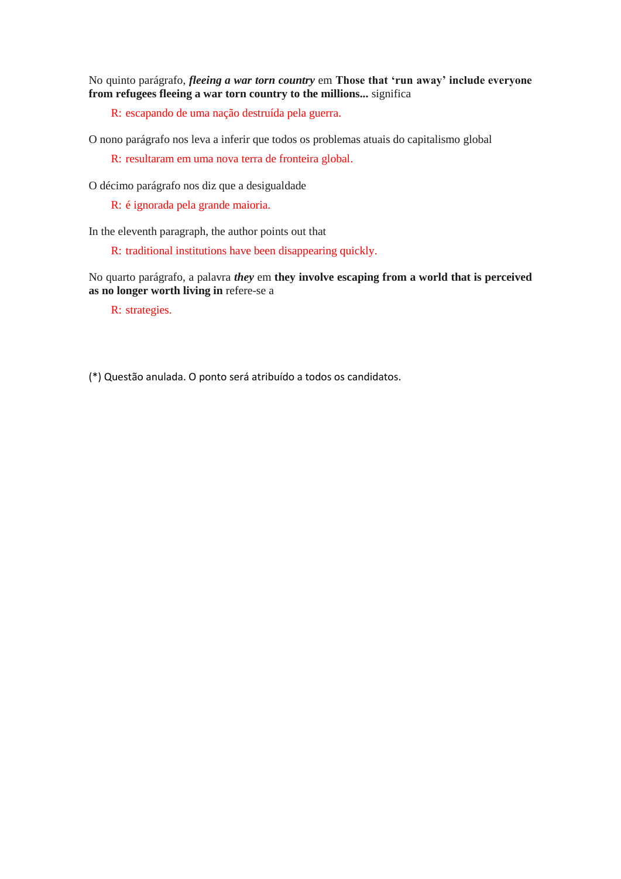No quinto parágrafo, ***fleeing a war torn country*** em **Those that 'run away' include everyone from refugees fleeing a war torn country to the millions...** significa

R: escapando de uma nação destruída pela guerra.

O nono parágrafo nos leva a inferir que todos os problemas atuais do capitalismo global

R: resultaram em uma nova terra de fronteira global.

O décimo parágrafo nos diz que a desigualdade

R: é ignorada pela grande maioria.

In the eleventh paragraph, the author points out that

R: traditional institutions have been disappearing quickly.

No quarto parágrafo, a palavra ***they*** em **they involve escaping from a world that is perceived as no longer worth living in** refere-se a

R: strategies.

(*) Questão anulada. O ponto será atribuído a todos os candidatos.